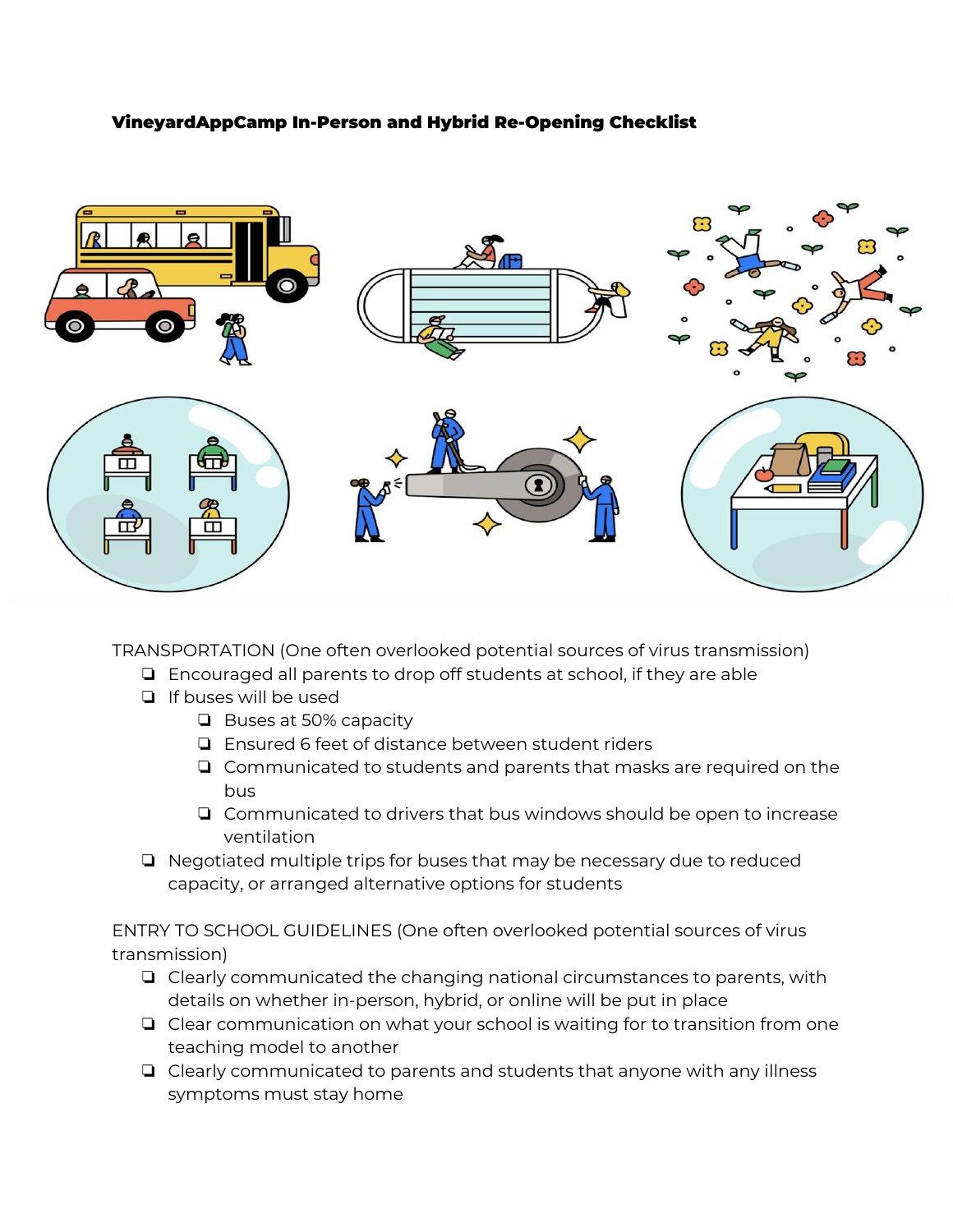**VineyardAppCamp In-Person and Hybrid Re-Opening Checklist**

TRANSPORTATION (One often overlooked potential sources of virus transmission)

- ❏ Encouraged all parents to drop off students at school, if they are able
- ❏ If buses will be used
  - ❏ Buses at 50% capacity
  - ❏ Ensured 6 feet of distance between student riders
  - ❏ Communicated to students and parents that masks are required on the bus
  - ❏ Communicated to drivers that bus windows should be open to increase ventilation
- ❏ Negotiated multiple trips for buses that may be necessary due to reduced capacity, or arranged alternative options for students

ENTRY TO SCHOOL GUIDELINES (One often overlooked potential sources of virus transmission)

- ❏ Clearly communicated the changing national circumstances to parents, with details on whether in-person, hybrid, or online will be put in place
- ❏ Clear communication on what your school is waiting for to transition from one teaching model to another
- ❏ Clearly communicated to parents and students that anyone with any illness symptoms must stay home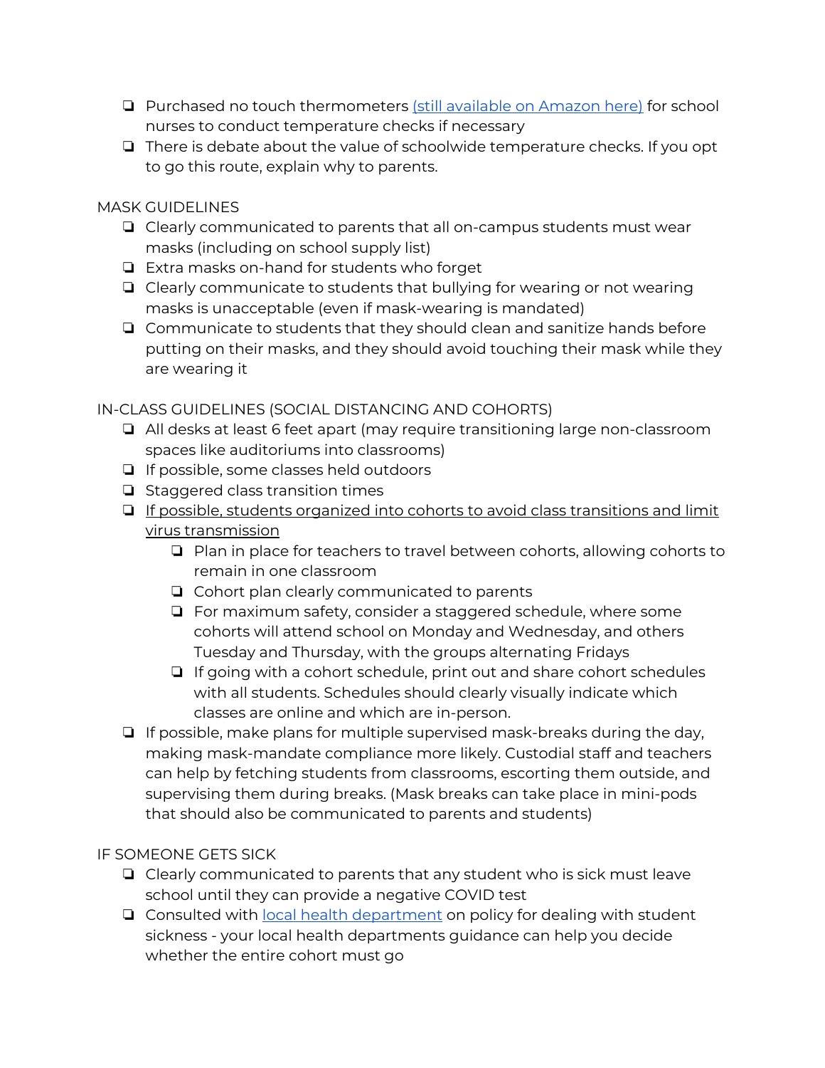- ❏ Purchased no touch thermometers [(still available on Amazon here)]() for school nurses to conduct temperature checks if necessary
- ❏ There is debate about the value of schoolwide temperature checks. If you opt to go this route, explain why to parents.

MASK GUIDELINES

- ❏ Clearly communicated to parents that all on-campus students must wear masks (including on school supply list)
- ❏ Extra masks on-hand for students who forget
- ❏ Clearly communicate to students that bullying for wearing or not wearing masks is unacceptable (even if mask-wearing is mandated)
- ❏ Communicate to students that they should clean and sanitize hands before putting on their masks, and they should avoid touching their mask while they are wearing it

IN-CLASS GUIDELINES (SOCIAL DISTANCING AND COHORTS)

- ❏ All desks at least 6 feet apart (may require transitioning large non-classroom spaces like auditoriums into classrooms)
- ❏ If possible, some classes held outdoors
- ❏ Staggered class transition times
- ❏ <u>If possible, students organized into cohorts to avoid class transitions and limit virus transmission</u>
  - ❏ Plan in place for teachers to travel between cohorts, allowing cohorts to remain in one classroom
  - ❏ Cohort plan clearly communicated to parents
  - ❏ For maximum safety, consider a staggered schedule, where some cohorts will attend school on Monday and Wednesday, and others Tuesday and Thursday, with the groups alternating Fridays
  - ❏ If going with a cohort schedule, print out and share cohort schedules with all students. Schedules should clearly visually indicate which classes are online and which are in-person.
- ❏ If possible, make plans for multiple supervised mask-breaks during the day, making mask-mandate compliance more likely. Custodial staff and teachers can help by fetching students from classrooms, escorting them outside, and supervising them during breaks. (Mask breaks can take place in mini-pods that should also be communicated to parents and students)

IF SOMEONE GETS SICK

- ❏ Clearly communicated to parents that any student who is sick must leave school until they can provide a negative COVID test
- ❏ Consulted with [local health department]() on policy for dealing with student sickness - your local health departments guidance can help you decide whether the entire cohort must go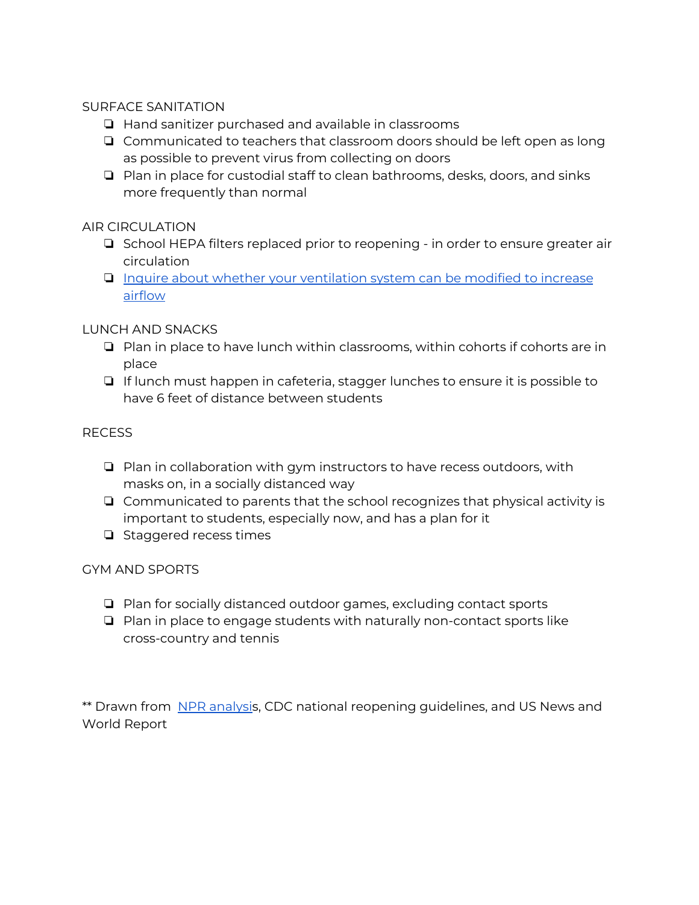## SURFACE SANITATION

- ❏ Hand sanitizer purchased and available in classrooms
- ❏ Communicated to teachers that classroom doors should be left open as long as possible to prevent virus from collecting on doors
- ❏ Plan in place for custodial staff to clean bathrooms, desks, doors, and sinks more frequently than normal

## AIR CIRCULATION

- ❏ School HEPA filters replaced prior to reopening - in order to ensure greater air circulation
- ❏ Inquire about whether your ventilation system can be modified to increase airflow

## LUNCH AND SNACKS

- ❏ Plan in place to have lunch within classrooms, within cohorts if cohorts are in place
- ❏ If lunch must happen in cafeteria, stagger lunches to ensure it is possible to have 6 feet of distance between students

## RECESS

- ❏ Plan in collaboration with gym instructors to have recess outdoors, with masks on, in a socially distanced way
- ❏ Communicated to parents that the school recognizes that physical activity is important to students, especially now, and has a plan for it
- ❏ Staggered recess times

## GYM AND SPORTS

- ❏ Plan for socially distanced outdoor games, excluding contact sports
- ❏ Plan in place to engage students with naturally non-contact sports like cross-country and tennis

** Drawn from NPR analysis, CDC national reopening guidelines, and US News and World Report